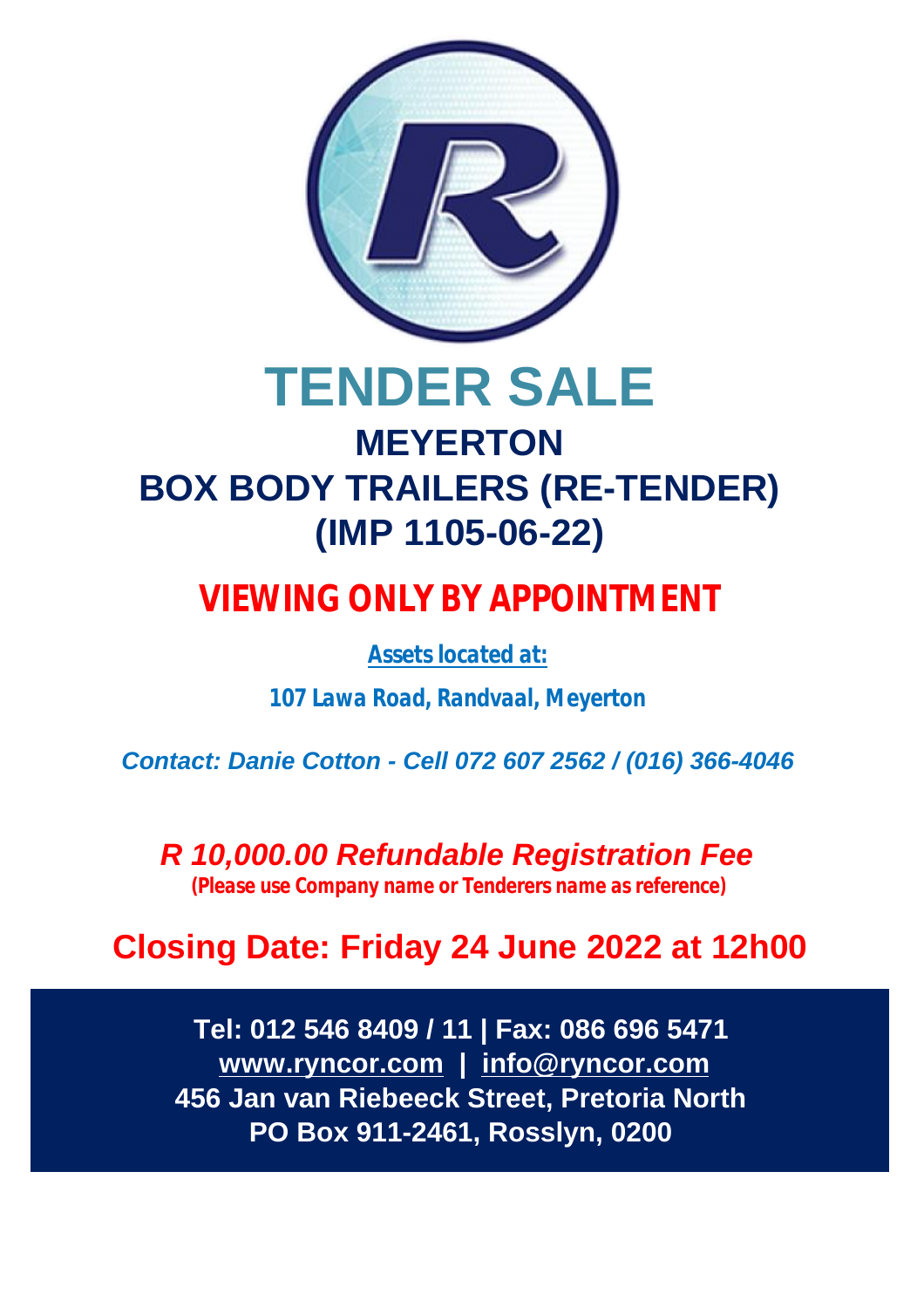# TENDER SALE

## MEYERTON

## BOX BODY TRAILERS (RE-TENDER)

## (IMP 1105-06-22)

**VIEWING ONLY BY APPOINTMENT**

***Assets located at:***

***107 Lawa Road, Randvaal, Meyerton***

*Contact: Danie Cotton - Cell 072 607 2562 / (016) 366-4046*

***R 10,000.00 Refundable Registration Fee***

**(Please use Company name or Tenderers name as reference)**

**Closing Date: Friday 24 June 2022 at 12h00**

**Tel: 012 546 8409 / 11 | Fax: 086 696 5471**

**www.ryncor.com | info@ryncor.com**

**456 Jan van Riebeeck Street, Pretoria North**

**PO Box 911-2461, Rosslyn, 0200**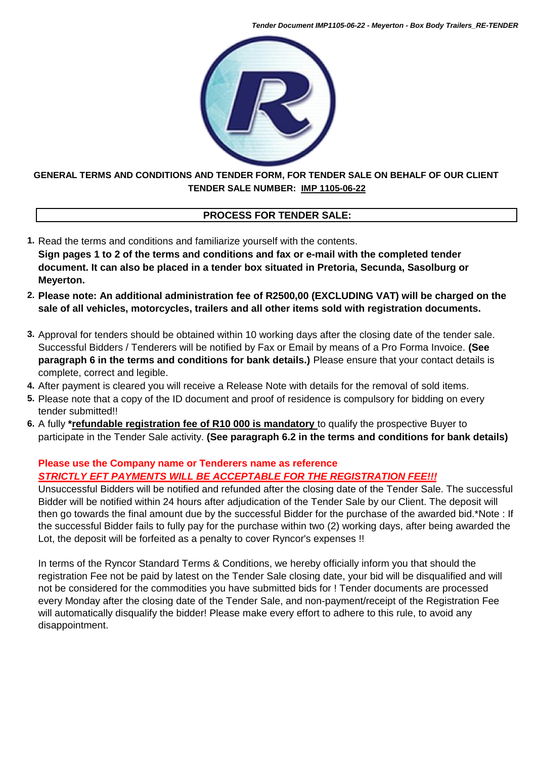**GENERAL TERMS AND CONDITIONS AND TENDER FORM, FOR TENDER SALE ON BEHALF OF OUR CLIENT**
**TENDER SALE NUMBER: IMP 1105-06-22**

## PROCESS FOR TENDER SALE:

1. Read the terms and conditions and familiarize yourself with the contents.
   **Sign pages 1 to 2 of the terms and conditions and fax or e-mail with the completed tender document. It can also be placed in a tender box situated in Pretoria, Secunda, Sasolburg or Meyerton.**
2. **Please note: An additional administration fee of R2500,00 (EXCLUDING VAT) will be charged on the sale of all vehicles, motorcycles, trailers and all other items sold with registration documents.**
3. Approval for tenders should be obtained within 10 working days after the closing date of the tender sale. Successful Bidders / Tenderers will be notified by Fax or Email by means of a Pro Forma Invoice. **(See paragraph 6 in the terms and conditions for bank details.)** Please ensure that your contact details is complete, correct and legible.
4. After payment is cleared you will receive a Release Note with details for the removal of sold items.
5. Please note that a copy of the ID document and proof of residence is compulsory for bidding on every tender submitted!!
6. A fully ***refundable registration fee of R10 000 is mandatory** to qualify the prospective Buyer to participate in the Tender Sale activity. **(See paragraph 6.2 in the terms and conditions for bank details)**

   **Please use the Company name or Tenderers name as reference**
   ***STRICTLY EFT PAYMENTS WILL BE ACCEPTABLE FOR THE REGISTRATION FEE!!!***
   Unsuccessful Bidders will be notified and refunded after the closing date of the Tender Sale. The successful Bidder will be notified within 24 hours after adjudication of the Tender Sale by our Client. The deposit will then go towards the final amount due by the successful Bidder for the purchase of the awarded bid.*Note : If the successful Bidder fails to fully pay for the purchase within two (2) working days, after being awarded the Lot, the deposit will be forfeited as a penalty to cover Ryncor's expenses !!

   In terms of the Ryncor Standard Terms & Conditions, we hereby officially inform you that should the registration Fee not be paid by latest on the Tender Sale closing date, your bid will be disqualified and will not be considered for the commodities you have submitted bids for ! Tender documents are processed every Monday after the closing date of the Tender Sale, and non-payment/receipt of the Registration Fee will automatically disqualify the bidder! Please make every effort to adhere to this rule, to avoid any disappointment.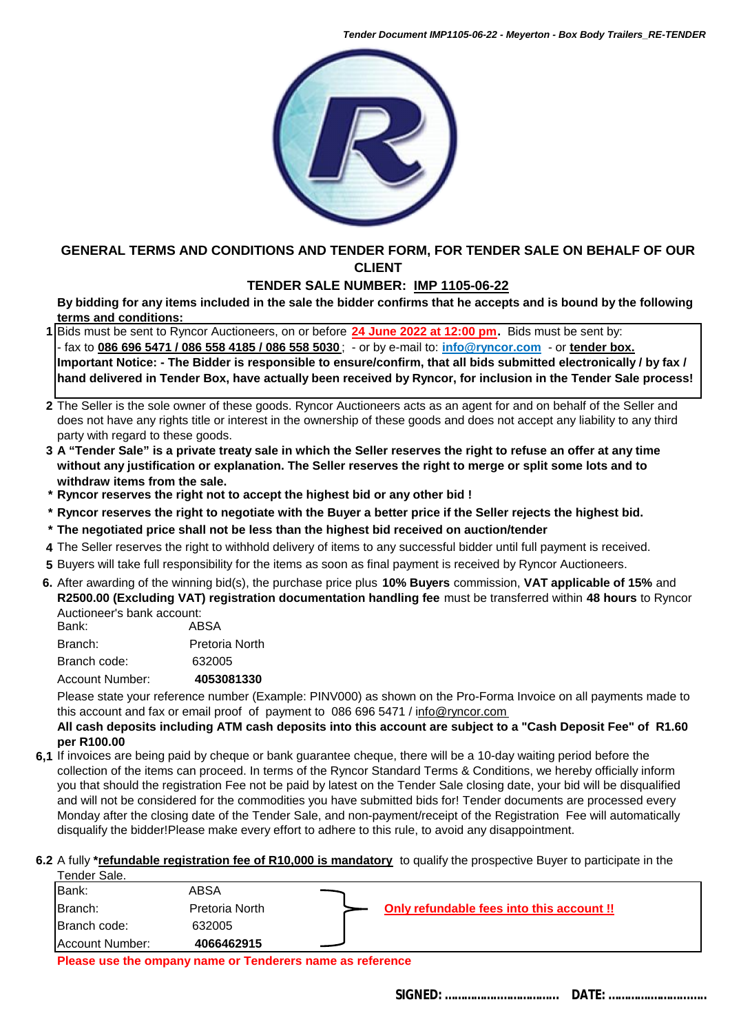## GENERAL TERMS AND CONDITIONS AND TENDER FORM, FOR TENDER SALE ON BEHALF OF OUR CLIENT

### TENDER SALE NUMBER: IMP 1105-06-22

**By bidding for any items included in the sale the bidder confirms that he accepts and is bound by the following terms and conditions:**

**1** Bids must be sent to Ryncor Auctioneers, on or before **24 June 2022 at 12:00 pm**. Bids must be sent by:
- fax to **086 696 5471 / 086 558 4185 / 086 558 5030**; - or by e-mail to: **info@ryncor.com** - or **tender box.**
**Important Notice: - The Bidder is responsible to ensure/confirm, that all bids submitted electronically / by fax / hand delivered in Tender Box, have actually been received by Ryncor, for inclusion in the Tender Sale process!**

**2** The Seller is the sole owner of these goods. Ryncor Auctioneers acts as an agent for and on behalf of the Seller and does not have any rights title or interest in the ownership of these goods and does not accept any liability to any third party with regard to these goods.

**3** **A "Tender Sale" is a private treaty sale in which the Seller reserves the right to refuse an offer at any time without any justification or explanation. The Seller reserves the right to merge or split some lots and to withdraw items from the sale.**

- **Ryncor reserves the right not to accept the highest bid or any other bid !**
- **Ryncor reserves the right to negotiate with the Buyer a better price if the Seller rejects the highest bid.**
- **The negotiated price shall not be less than the highest bid received on auction/tender**

**4** The Seller reserves the right to withhold delivery of items to any successful bidder until full payment is received.

**5** Buyers will take full responsibility for the items as soon as final payment is received by Ryncor Auctioneers.

**6.** After awarding of the winning bid(s), the purchase price plus **10% Buyers** commission, **VAT applicable of 15%** and **R2500.00 (Excluding VAT) registration documentation handling fee** must be transferred within **48 hours** to Ryncor Auctioneer's bank account:

| | |
|---|---|
| Bank: | ABSA |
| Branch: | Pretoria North |
| Branch code: | 632005 |
| Account Number: | **4053081330** |

Please state your reference number (Example: PINV000) as shown on the Pro-Forma Invoice on all payments made to this account and fax or email proof of payment to 086 696 5471 / info@ryncor.com

**All cash deposits including ATM cash deposits into this account are subject to a "Cash Deposit Fee" of R1.60 per R100.00**

**6,1** If invoices are being paid by cheque or bank guarantee cheque, there will be a 10-day waiting period before the collection of the items can proceed. In terms of the Ryncor Standard Terms & Conditions, we hereby officially inform you that should the registration Fee not be paid by latest on the Tender Sale closing date, your bid will be disqualified and will not be considered for the commodities you have submitted bids for! Tender documents are processed every Monday after the closing date of the Tender Sale, and non-payment/receipt of the Registration Fee will automatically disqualify the bidder!Please make every effort to adhere to this rule, to avoid any disappointment.

**6.2** A fully **\*refundable registration fee of R10,000 is mandatory** to qualify the prospective Buyer to participate in the Tender Sale.

| | | |
|---|---|---|
| Bank: | ABSA | **Only refundable fees into this account !!** |
| Branch: | Pretoria North | |
| Branch code: | 632005 | |
| Account Number: | **4066462915** | |

**Please use the ompany name or Tenderers name as reference**

**SIGNED: ................................ DATE: ............................**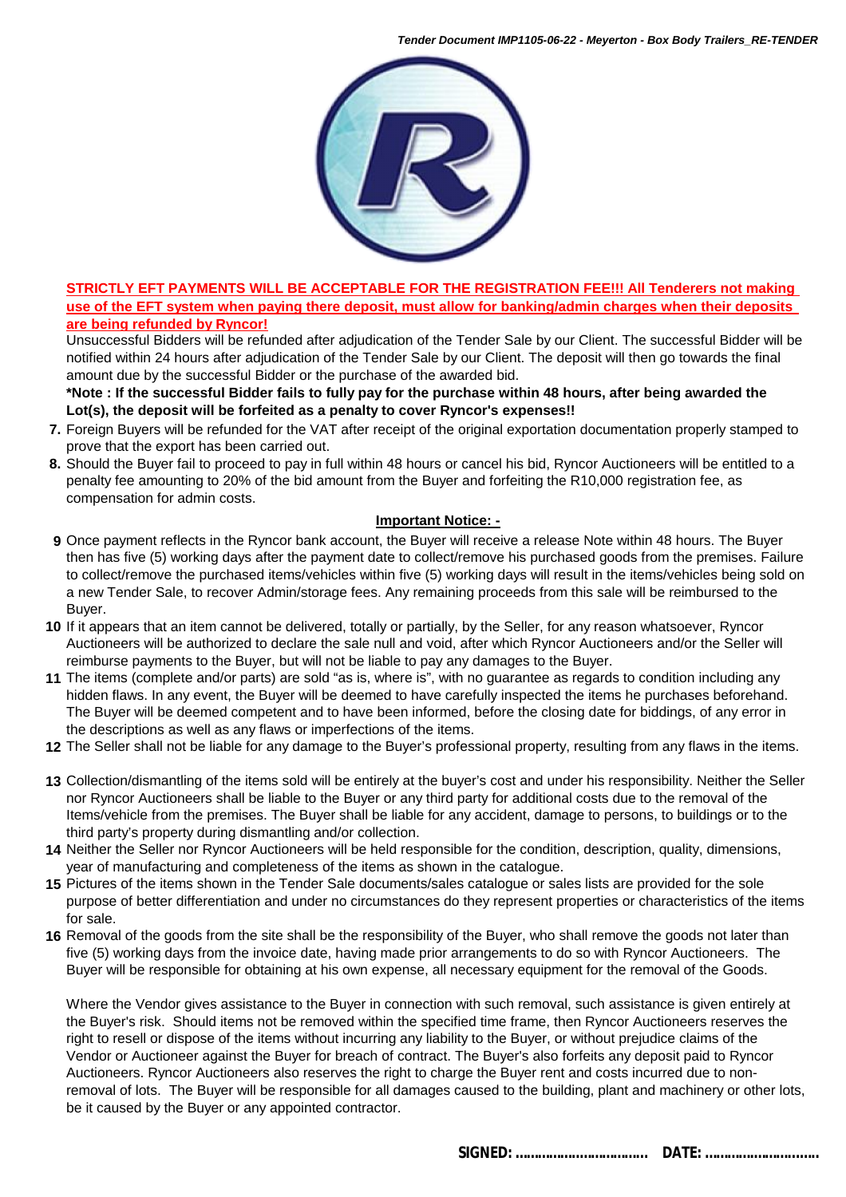**STRICTLY EFT PAYMENTS WILL BE ACCEPTABLE FOR THE REGISTRATION FEE!!! All Tenderers not making use of the EFT system when paying there deposit, must allow for banking/admin charges when their deposits are being refunded by Ryncor!**

Unsuccessful Bidders will be refunded after adjudication of the Tender Sale by our Client. The successful Bidder will be notified within 24 hours after adjudication of the Tender Sale by our Client. The deposit will then go towards the final amount due by the successful Bidder or the purchase of the awarded bid.

**\*Note : If the successful Bidder fails to fully pay for the purchase within 48 hours, after being awarded the Lot(s), the deposit will be forfeited as a penalty to cover Ryncor's expenses!!**

7. Foreign Buyers will be refunded for the VAT after receipt of the original exportation documentation properly stamped to prove that the export has been carried out.
8. Should the Buyer fail to proceed to pay in full within 48 hours or cancel his bid, Ryncor Auctioneers will be entitled to a penalty fee amounting to 20% of the bid amount from the Buyer and forfeiting the R10,000 registration fee, as compensation for admin costs.

**Important Notice: -**

9. Once payment reflects in the Ryncor bank account, the Buyer will receive a release Note within 48 hours. The Buyer then has five (5) working days after the payment date to collect/remove his purchased goods from the premises. Failure to collect/remove the purchased items/vehicles within five (5) working days will result in the items/vehicles being sold on a new Tender Sale, to recover Admin/storage fees. Any remaining proceeds from this sale will be reimbursed to the Buyer.
10. If it appears that an item cannot be delivered, totally or partially, by the Seller, for any reason whatsoever, Ryncor Auctioneers will be authorized to declare the sale null and void, after which Ryncor Auctioneers and/or the Seller will reimburse payments to the Buyer, but will not be liable to pay any damages to the Buyer.
11. The items (complete and/or parts) are sold "as is, where is", with no guarantee as regards to condition including any hidden flaws. In any event, the Buyer will be deemed to have carefully inspected the items he purchases beforehand. The Buyer will be deemed competent and to have been informed, before the closing date for biddings, of any error in the descriptions as well as any flaws or imperfections of the items.
12. The Seller shall not be liable for any damage to the Buyer's professional property, resulting from any flaws in the items.
13. Collection/dismantling of the items sold will be entirely at the buyer's cost and under his responsibility. Neither the Seller nor Ryncor Auctioneers shall be liable to the Buyer or any third party for additional costs due to the removal of the Items/vehicle from the premises. The Buyer shall be liable for any accident, damage to persons, to buildings or to the third party's property during dismantling and/or collection.
14. Neither the Seller nor Ryncor Auctioneers will be held responsible for the condition, description, quality, dimensions, year of manufacturing and completeness of the items as shown in the catalogue.
15. Pictures of the items shown in the Tender Sale documents/sales catalogue or sales lists are provided for the sole purpose of better differentiation and under no circumstances do they represent properties or characteristics of the items for sale.
16. Removal of the goods from the site shall be the responsibility of the Buyer, who shall remove the goods not later than five (5) working days from the invoice date, having made prior arrangements to do so with Ryncor Auctioneers. The Buyer will be responsible for obtaining at his own expense, all necessary equipment for the removal of the Goods.

    Where the Vendor gives assistance to the Buyer in connection with such removal, such assistance is given entirely at the Buyer's risk. Should items not be removed within the specified time frame, then Ryncor Auctioneers reserves the right to resell or dispose of the items without incurring any liability to the Buyer, or without prejudice claims of the Vendor or Auctioneer against the Buyer for breach of contract. The Buyer's also forfeits any deposit paid to Ryncor Auctioneers. Ryncor Auctioneers also reserves the right to charge the Buyer rent and costs incurred due to non-removal of lots. The Buyer will be responsible for all damages caused to the building, plant and machinery or other lots, be it caused by the Buyer or any appointed contractor.

**SIGNED: ……………………………… DATE: ………………………..**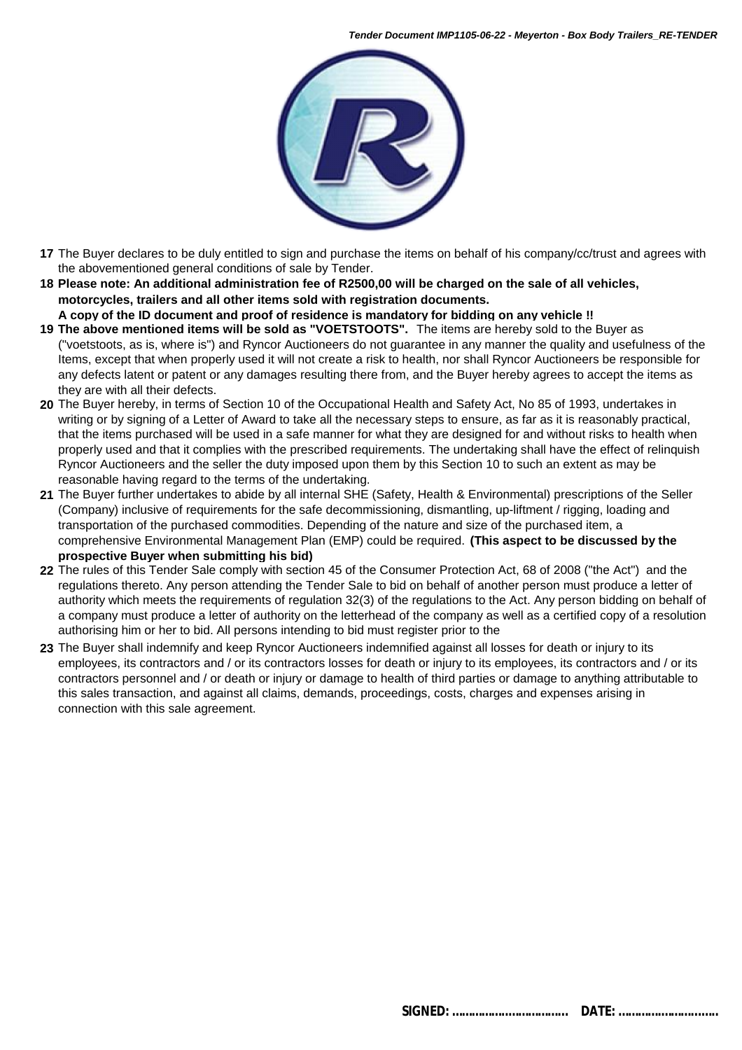**17** The Buyer declares to be duly entitled to sign and purchase the items on behalf of his company/cc/trust and agrees with the abovementioned general conditions of sale by Tender.

**18** **Please note: An additional administration fee of R2500,00 will be charged on the sale of all vehicles, motorcycles, trailers and all other items sold with registration documents.**
**A copy of the ID document and proof of residence is mandatory for bidding on any vehicle !!**

**19** **The above mentioned items will be sold as "VOETSTOOTS".** The items are hereby sold to the Buyer as ("voetstoots, as is, where is") and Ryncor Auctioneers do not guarantee in any manner the quality and usefulness of the Items, except that when properly used it will not create a risk to health, nor shall Ryncor Auctioneers be responsible for any defects latent or patent or any damages resulting there from, and the Buyer hereby agrees to accept the items as they are with all their defects.

**20** The Buyer hereby, in terms of Section 10 of the Occupational Health and Safety Act, No 85 of 1993, undertakes in writing or by signing of a Letter of Award to take all the necessary steps to ensure, as far as it is reasonably practical, that the items purchased will be used in a safe manner for what they are designed for and without risks to health when properly used and that it complies with the prescribed requirements. The undertaking shall have the effect of relinquish Ryncor Auctioneers and the seller the duty imposed upon them by this Section 10 to such an extent as may be reasonable having regard to the terms of the undertaking.

**21** The Buyer further undertakes to abide by all internal SHE (Safety, Health & Environmental) prescriptions of the Seller (Company) inclusive of requirements for the safe decommissioning, dismantling, up-liftment / rigging, loading and transportation of the purchased commodities. Depending of the nature and size of the purchased item, a comprehensive Environmental Management Plan (EMP) could be required. **(This aspect to be discussed by the prospective Buyer when submitting his bid)**

**22** The rules of this Tender Sale comply with section 45 of the Consumer Protection Act, 68 of 2008 ("the Act") and the regulations thereto. Any person attending the Tender Sale to bid on behalf of another person must produce a letter of authority which meets the requirements of regulation 32(3) of the regulations to the Act. Any person bidding on behalf of a company must produce a letter of authority on the letterhead of the company as well as a certified copy of a resolution authorising him or her to bid. All persons intending to bid must register prior to the

**23** The Buyer shall indemnify and keep Ryncor Auctioneers indemnified against all losses for death or injury to its employees, its contractors and / or its contractors losses for death or injury to its employees, its contractors and / or its contractors personnel and / or death or injury or damage to health of third parties or damage to anything attributable to this sales transaction, and against all claims, demands, proceedings, costs, charges and expenses arising in connection with this sale agreement.

**SIGNED: ................................ DATE: ............................**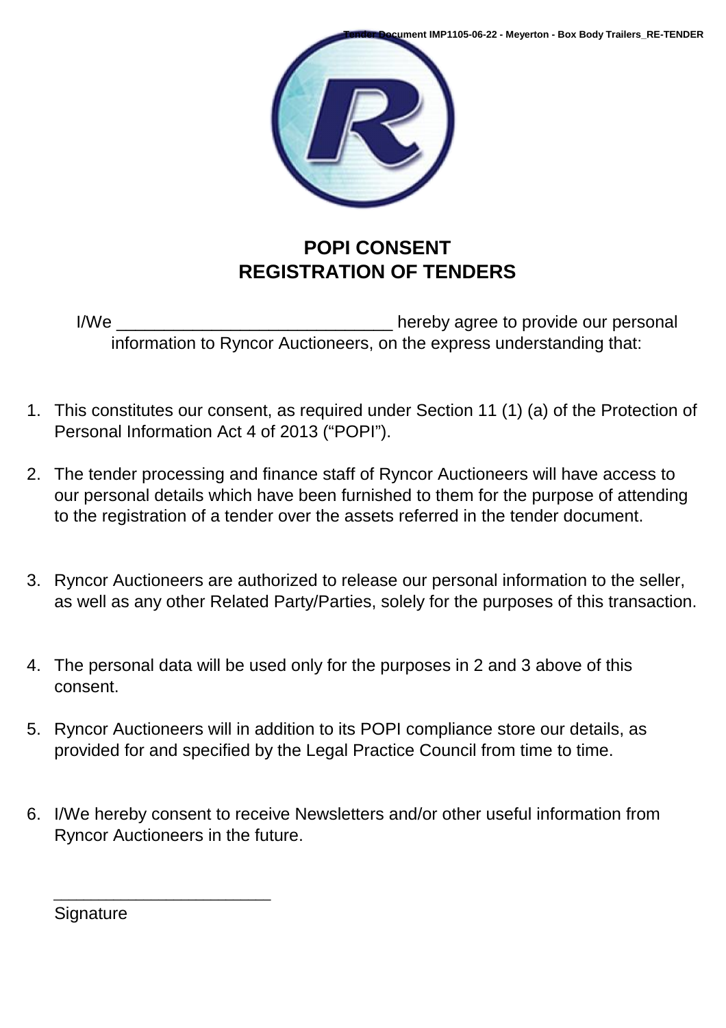# POPI CONSENT
# REGISTRATION OF TENDERS

I/We ______________________________ hereby agree to provide our personal information to Ryncor Auctioneers, on the express understanding that:

1. This constitutes our consent, as required under Section 11 (1) (a) of the Protection of Personal Information Act 4 of 2013 ("POPI").
2. The tender processing and finance staff of Ryncor Auctioneers will have access to our personal details which have been furnished to them for the purpose of attending to the registration of a tender over the assets referred in the tender document.
3. Ryncor Auctioneers are authorized to release our personal information to the seller, as well as any other Related Party/Parties, solely for the purposes of this transaction.
4. The personal data will be used only for the purposes in 2 and 3 above of this consent.
5. Ryncor Auctioneers will in addition to its POPI compliance store our details, as provided for and specified by the Legal Practice Council from time to time.
6. I/We hereby consent to receive Newsletters and/or other useful information from Ryncor Auctioneers in the future.

________________________

Signature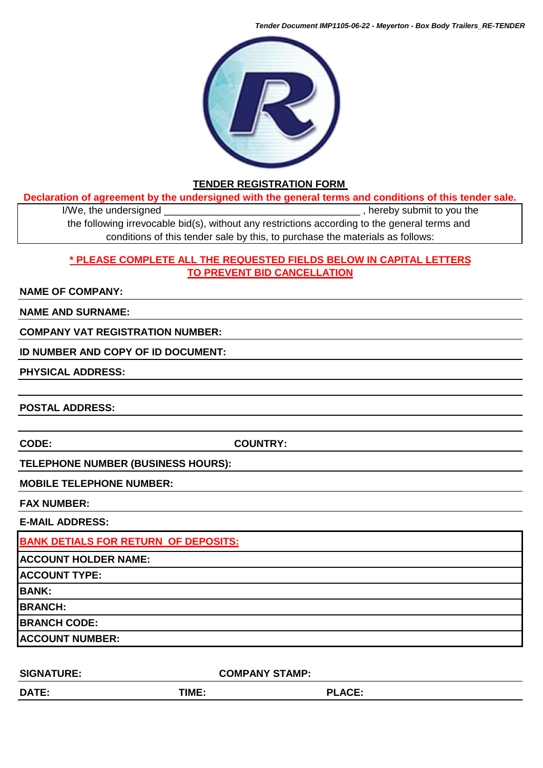## TENDER REGISTRATION FORM

**Declaration of agreement by the undersigned with the general terms and conditions of this tender sale.**

I/We, the undersigned \_\_\_\_\_\_\_\_\_\_\_\_\_\_\_\_\_\_\_\_\_\_\_\_\_\_\_\_\_\_\_\_\_\_\_\_ , hereby submit to you the the following irrevocable bid(s), without any restrictions according to the general terms and conditions of this tender sale by this, to purchase the materials as follows:

**\* PLEASE COMPLETE ALL THE REQUESTED FIELDS BELOW IN CAPITAL LETTERS TO PREVENT BID CANCELLATION**

**NAME OF COMPANY:**

**NAME AND SURNAME:**

**COMPANY VAT REGISTRATION NUMBER:**

**ID NUMBER AND COPY OF ID DOCUMENT:**

**PHYSICAL ADDRESS:**

**POSTAL ADDRESS:**

**CODE:** **COUNTRY:**

**TELEPHONE NUMBER (BUSINESS HOURS):**

**MOBILE TELEPHONE NUMBER:**

**FAX NUMBER:**

**E-MAIL ADDRESS:**

| **BANK DETIALS FOR RETURN OF DEPOSITS:** |
|---|
| **ACCOUNT HOLDER NAME:** |
| **ACCOUNT TYPE:** |
| **BANK:** |
| **BRANCH:** |
| **BRANCH CODE:** |
| **ACCOUNT NUMBER:** |

**SIGNATURE:** **COMPANY STAMP:**

**DATE:** **TIME:** **PLACE:**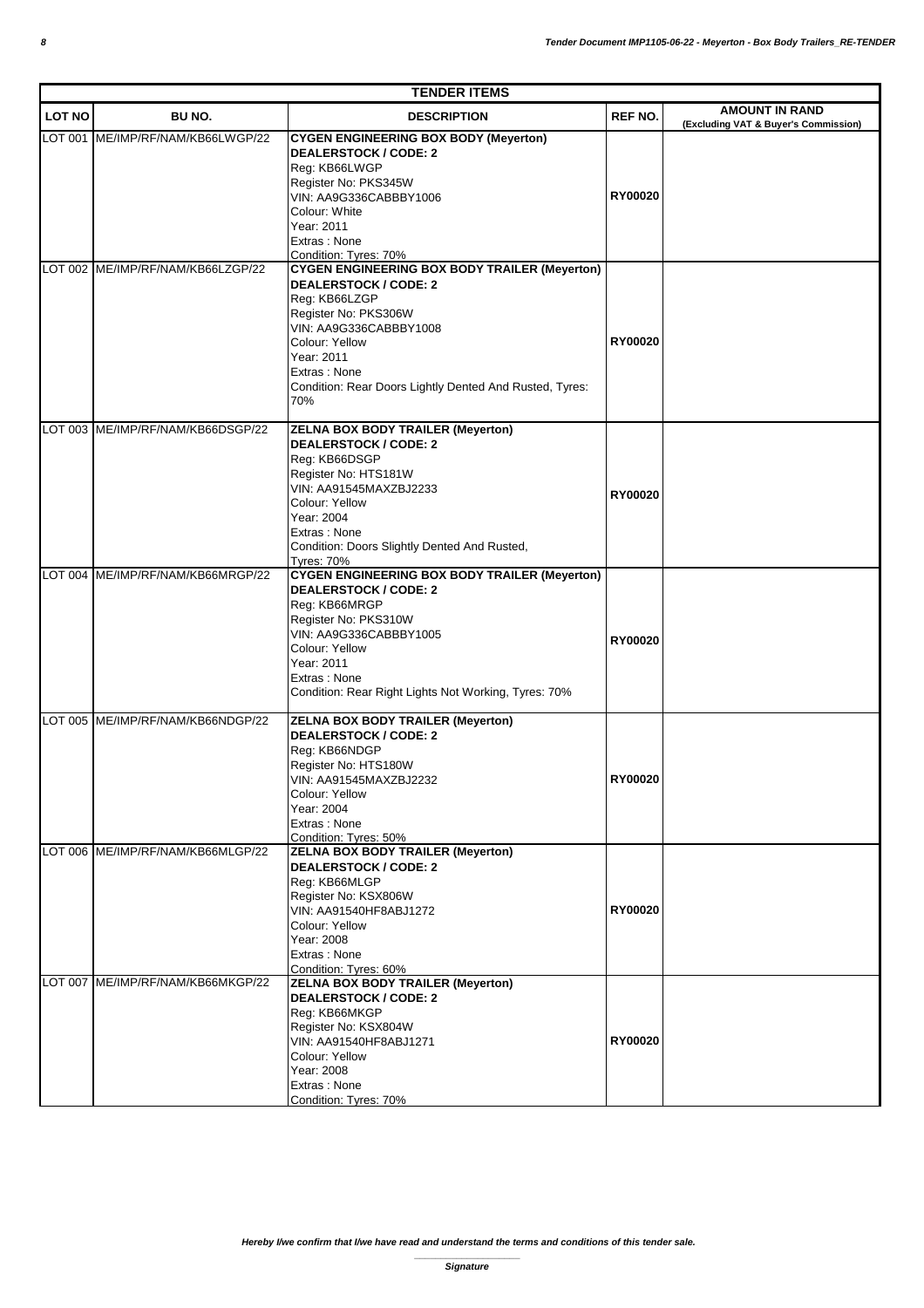| TENDER ITEMS | | | | |
|---|---|---|---|---|
| **LOT NO** | **BU NO.** | **DESCRIPTION** | **REF NO.** | **AMOUNT IN RAND (Excluding VAT & Buyer's Commission)** |
| LOT 001 | ME/IMP/RF/NAM/KB66LWGP/22 | **CYGEN ENGINEERING BOX BODY (Meyerton)**<br>**DEALERSTOCK / CODE: 2**<br>Reg: KB66LWGP<br>Register No: PKS345W<br>VIN: AA9G336CABBBY1006<br>Colour: White<br>Year: 2011<br>Extras : None<br>Condition: Tyres: 70% | **RY00020** | |
| LOT 002 | ME/IMP/RF/NAM/KB66LZGP/22 | **CYGEN ENGINEERING BOX BODY TRAILER (Meyerton)**<br>**DEALERSTOCK / CODE: 2**<br>Reg: KB66LZGP<br>Register No: PKS306W<br>VIN: AA9G336CABBBY1008<br>Colour: Yellow<br>Year: 2011<br>Extras : None<br>Condition: Rear Doors Lightly Dented And Rusted, Tyres: 70% | **RY00020** | |
| LOT 003 | ME/IMP/RF/NAM/KB66DSGP/22 | **ZELNA BOX BODY TRAILER (Meyerton)**<br>**DEALERSTOCK / CODE: 2**<br>Reg: KB66DSGP<br>Register No: HTS181W<br>VIN: AA91545MAXZBJ2233<br>Colour: Yellow<br>Year: 2004<br>Extras : None<br>Condition: Doors Slightly Dented And Rusted, Tyres: 70% | **RY00020** | |
| LOT 004 | ME/IMP/RF/NAM/KB66MRGP/22 | **CYGEN ENGINEERING BOX BODY TRAILER (Meyerton)**<br>**DEALERSTOCK / CODE: 2**<br>Reg: KB66MRGP<br>Register No: PKS310W<br>VIN: AA9G336CABBBY1005<br>Colour: Yellow<br>Year: 2011<br>Extras : None<br>Condition: Rear Right Lights Not Working, Tyres: 70% | **RY00020** | |
| LOT 005 | ME/IMP/RF/NAM/KB66NDGP/22 | **ZELNA BOX BODY TRAILER (Meyerton)**<br>**DEALERSTOCK / CODE: 2**<br>Reg: KB66NDGP<br>Register No: HTS180W<br>VIN: AA91545MAXZBJ2232<br>Colour: Yellow<br>Year: 2004<br>Extras : None<br>Condition: Tyres: 50% | **RY00020** | |
| LOT 006 | ME/IMP/RF/NAM/KB66MLGP/22 | **ZELNA BOX BODY TRAILER (Meyerton)**<br>**DEALERSTOCK / CODE: 2**<br>Reg: KB66MLGP<br>Register No: KSX806W<br>VIN: AA91540HF8ABJ1272<br>Colour: Yellow<br>Year: 2008<br>Extras : None<br>Condition: Tyres: 60% | **RY00020** | |
| LOT 007 | ME/IMP/RF/NAM/KB66MKGP/22 | **ZELNA BOX BODY TRAILER (Meyerton)**<br>**DEALERSTOCK / CODE: 2**<br>Reg: KB66MKGP<br>Register No: KSX804W<br>VIN: AA91540HF8ABJ1271<br>Colour: Yellow<br>Year: 2008<br>Extras : None<br>Condition: Tyres: 70% | **RY00020** | |

***Hereby I/we confirm that I/we have read and understand the terms and conditions of this tender sale.***

\_\_\_\_\_\_\_\_\_\_\_\_\_\_\_\_\_\_\_\_

***Signature***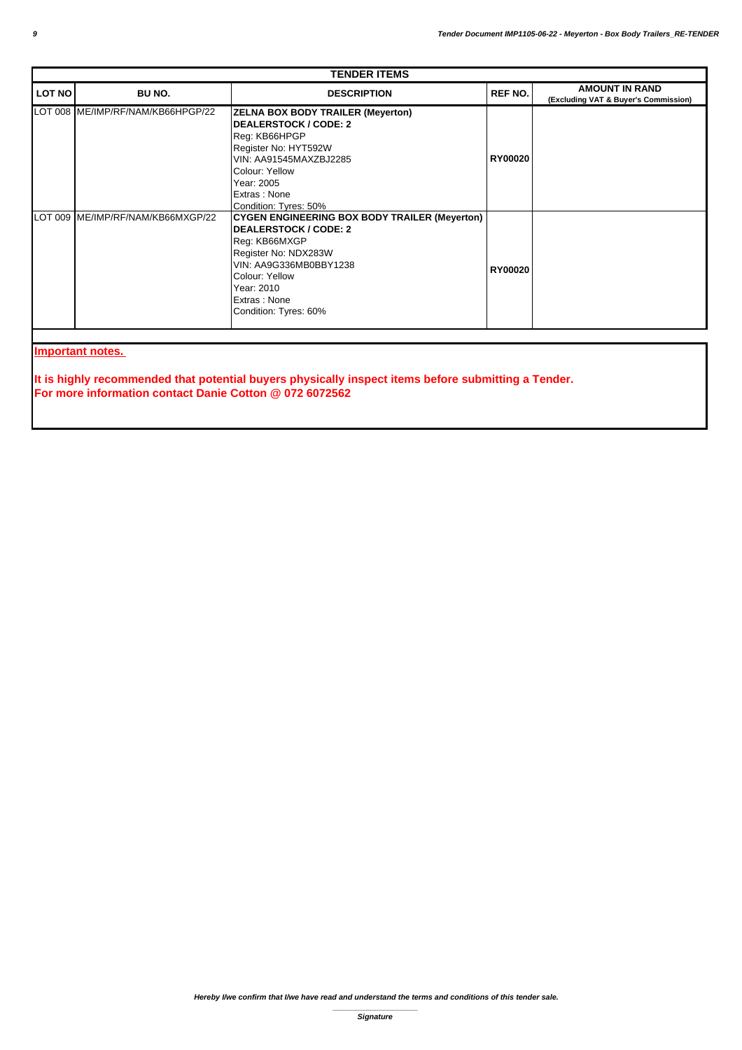| TENDER ITEMS | | | | |
|---|---|---|---|---|
| **LOT NO** | **BU NO.** | **DESCRIPTION** | **REF NO.** | **AMOUNT IN RAND (Excluding VAT & Buyer's Commission)** |
| LOT 008 | ME/IMP/RF/NAM/KB66HPGP/22 | **ZELNA BOX BODY TRAILER (Meyerton)**<br>**DEALERSTOCK / CODE: 2**<br>Reg: KB66HPGP<br>Register No: HYT592W<br>VIN: AA91545MAXZBJ2285<br>Colour: Yellow<br>Year: 2005<br>Extras : None<br>Condition: Tyres: 50% | **RY00020** | |
| LOT 009 | ME/IMP/RF/NAM/KB66MXGP/22 | **CYGEN ENGINEERING BOX BODY TRAILER (Meyerton)**<br>**DEALERSTOCK / CODE: 2**<br>Reg: KB66MXGP<br>Register No: NDX283W<br>VIN: AA9G336MB0BBY1238<br>Colour: Yellow<br>Year: 2010<br>Extras : None<br>Condition: Tyres: 60% | **RY00020** | |

**Important notes.**

**It is highly recommended that potential buyers physically inspect items before submitting a Tender.**
**For more information contact Danie Cotton @ 072 6072562**

*Hereby I/we confirm that I/we have read and understand the terms and conditions of this tender sale.*

_______________
***Signature***